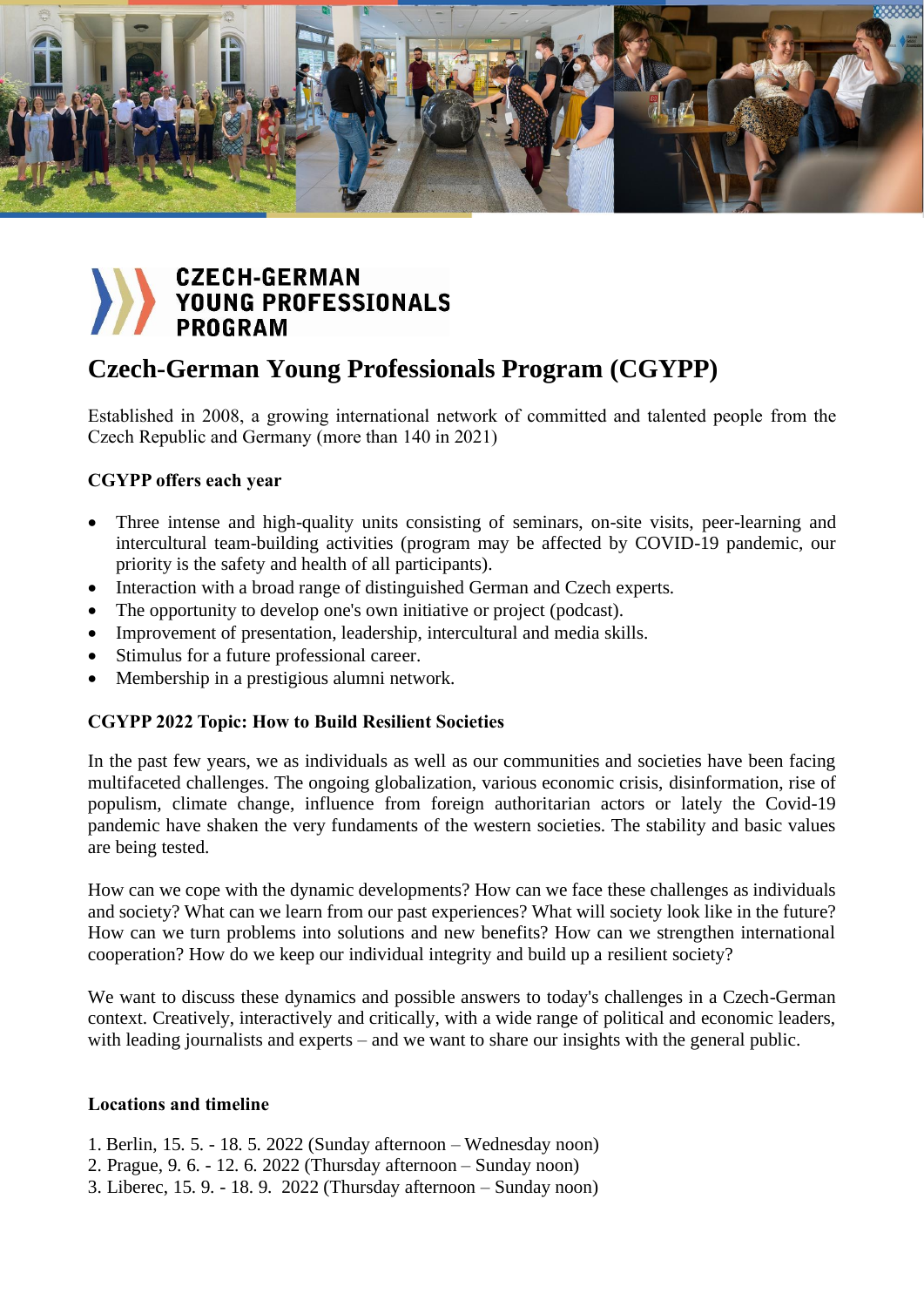CZECH-GERMAN
YOUNG PROFESSIONALS
PROGRAM

# Czech-German Young Professionals Program (CGYPP)

Established in 2008, a growing international network of committed and talented people from the Czech Republic and Germany (more than 140 in 2021)

**CGYPP offers each year**

- Three intense and high-quality units consisting of seminars, on-site visits, peer-learning and intercultural team-building activities (program may be affected by COVID-19 pandemic, our priority is the safety and health of all participants).
- Interaction with a broad range of distinguished German and Czech experts.
- The opportunity to develop one's own initiative or project (podcast).
- Improvement of presentation, leadership, intercultural and media skills.
- Stimulus for a future professional career.
- Membership in a prestigious alumni network.

**CGYPP 2022 Topic: How to Build Resilient Societies**

In the past few years, we as individuals as well as our communities and societies have been facing multifaceted challenges. The ongoing globalization, various economic crisis, disinformation, rise of populism, climate change, influence from foreign authoritarian actors or lately the Covid-19 pandemic have shaken the very fundaments of the western societies. The stability and basic values are being tested.

How can we cope with the dynamic developments? How can we face these challenges as individuals and society? What can we learn from our past experiences? What will society look like in the future? How can we turn problems into solutions and new benefits? How can we strengthen international cooperation? How do we keep our individual integrity and build up a resilient society?

We want to discuss these dynamics and possible answers to today's challenges in a Czech-German context. Creatively, interactively and critically, with a wide range of political and economic leaders, with leading journalists and experts – and we want to share our insights with the general public.

**Locations and timeline**

1. Berlin, 15. 5. - 18. 5. 2022 (Sunday afternoon – Wednesday noon)
2. Prague, 9. 6. - 12. 6. 2022 (Thursday afternoon – Sunday noon)
3. Liberec, 15. 9. - 18. 9. 2022 (Thursday afternoon – Sunday noon)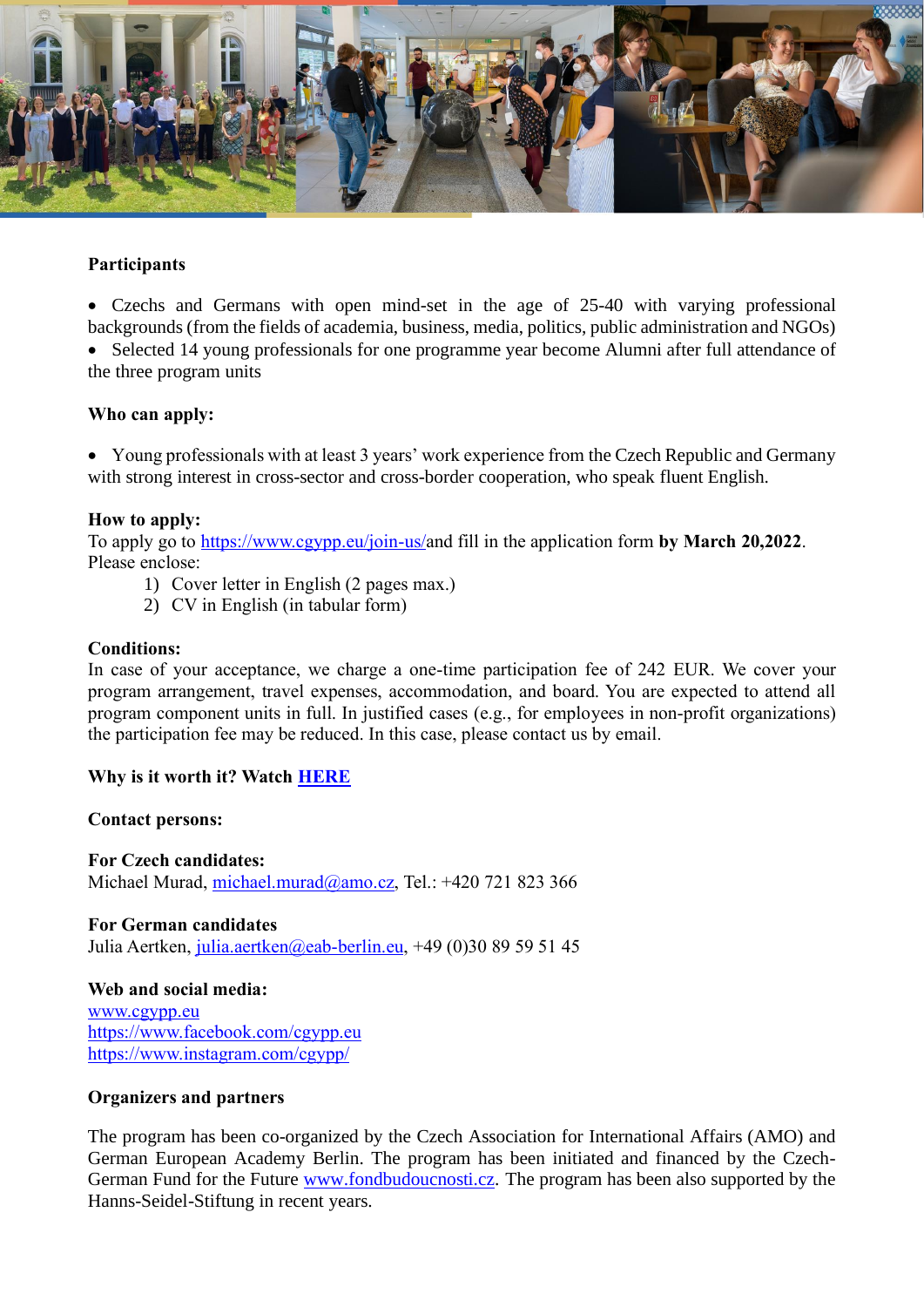**Participants**

- Czechs and Germans with open mind-set in the age of 25-40 with varying professional backgrounds (from the fields of academia, business, media, politics, public administration and NGOs)
- Selected 14 young professionals for one programme year become Alumni after full attendance of the three program units

**Who can apply:**

- Young professionals with at least 3 years' work experience from the Czech Republic and Germany with strong interest in cross-sector and cross-border cooperation, who speak fluent English.

**How to apply:**

To apply go to https://www.cgypp.eu/join-us/and fill in the application form **by March 20,2022**. Please enclose:

1) Cover letter in English (2 pages max.)
2) CV in English (in tabular form)

**Conditions:**

In case of your acceptance, we charge a one-time participation fee of 242 EUR. We cover your program arrangement, travel expenses, accommodation, and board. You are expected to attend all program component units in full. In justified cases (e.g., for employees in non-profit organizations) the participation fee may be reduced. In this case, please contact us by email.

**Why is it worth it? Watch HERE**

**Contact persons:**

**For Czech candidates:**
Michael Murad, michael.murad@amo.cz, Tel.: +420 721 823 366

**For German candidates**
Julia Aertken, julia.aertken@eab-berlin.eu, +49 (0)30 89 59 51 45

**Web and social media:**
www.cgypp.eu
https://www.facebook.com/cgypp.eu
https://www.instagram.com/cgypp/

**Organizers and partners**

The program has been co-organized by the Czech Association for International Affairs (AMO) and German European Academy Berlin. The program has been initiated and financed by the Czech-German Fund for the Future www.fondbudoucnosti.cz. The program has been also supported by the Hanns-Seidel-Stiftung in recent years.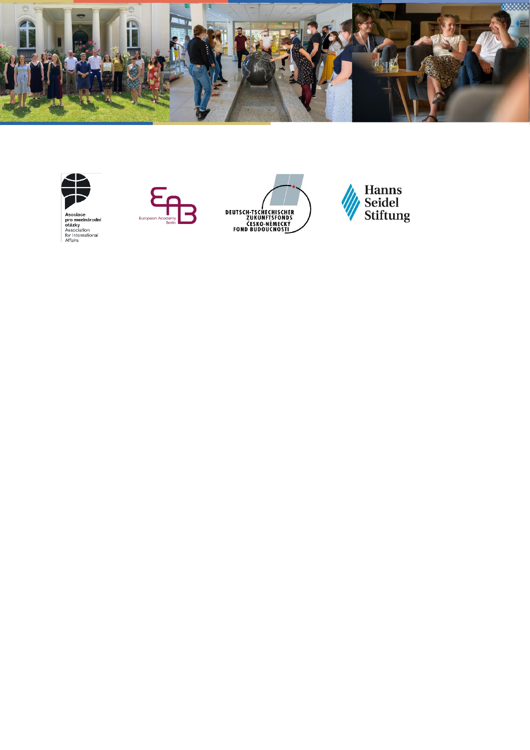Asociace pro mezinárodní otázky
Association for International Affairs

European Academy Berlin

DEUTSCH-TSCHECHISCHER ZUKUNFTSFONDS
ČESKO-NĚMECKÝ FOND BUDOUCNOSTI

Hanns Seidel Stiftung